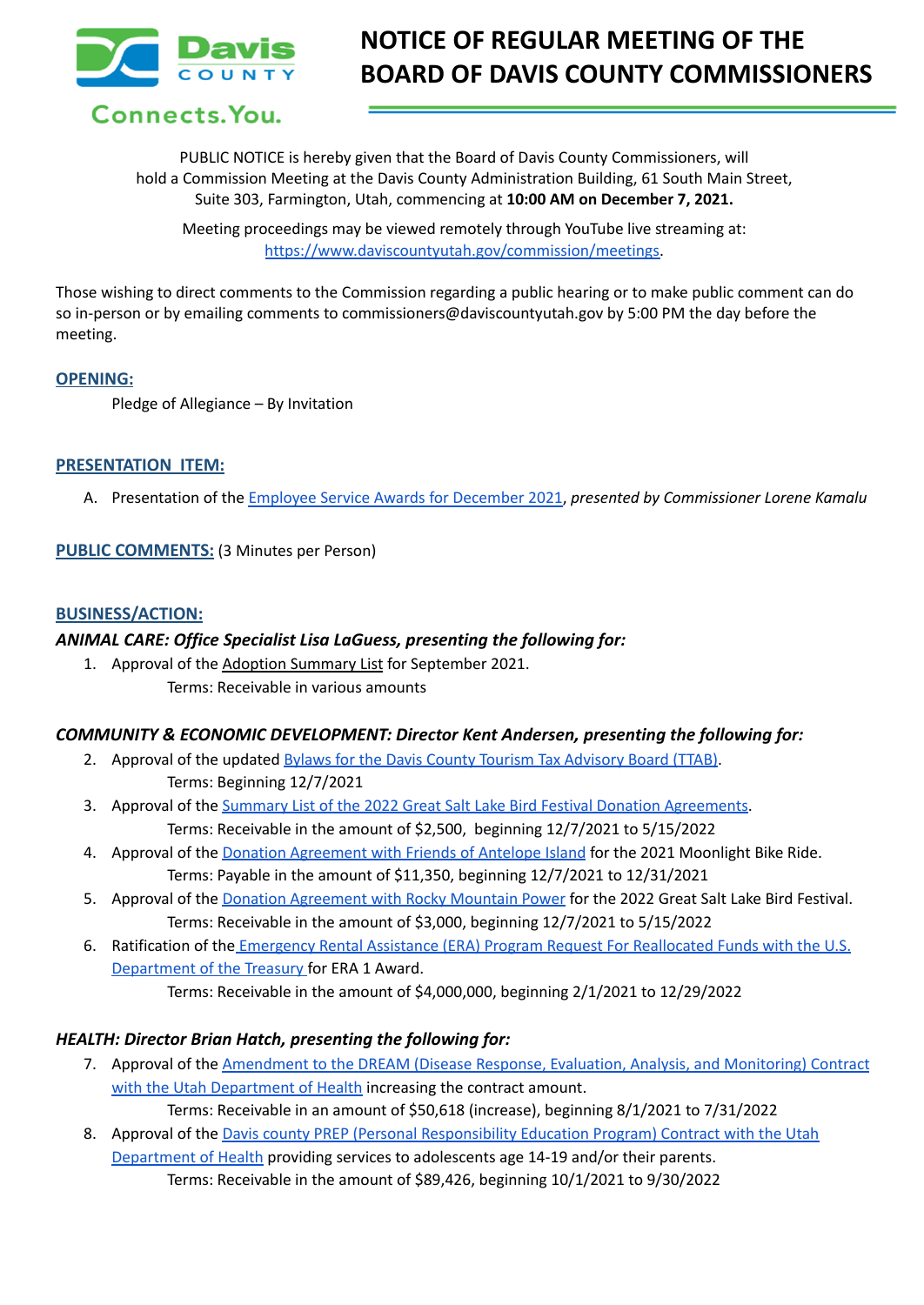Davis COUNTY Connects.You.

# NOTICE OF REGULAR MEETING OF THE BOARD OF DAVIS COUNTY COMMISSIONERS

PUBLIC NOTICE is hereby given that the Board of Davis County Commissioners, will hold a Commission Meeting at the Davis County Administration Building, 61 South Main Street, Suite 303, Farmington, Utah, commencing at **10:00 AM on December 7, 2021.**

Meeting proceedings may be viewed remotely through YouTube live streaming at: https://www.daviscountyutah.gov/commission/meetings.

Those wishing to direct comments to the Commission regarding a public hearing or to make public comment can do so in-person or by emailing comments to commissioners@daviscountyutah.gov by 5:00 PM the day before the meeting.

## OPENING:

Pledge of Allegiance – By Invitation

## PRESENTATION ITEM:

A. Presentation of the Employee Service Awards for December 2021, *presented by Commissioner Lorene Kamalu*

## PUBLIC COMMENTS: (3 Minutes per Person)

## BUSINESS/ACTION:

### *ANIMAL CARE: Office Specialist Lisa LaGuess, presenting the following for:*

1. Approval of the Adoption Summary List for September 2021.
   Terms: Receivable in various amounts

### *COMMUNITY & ECONOMIC DEVELOPMENT: Director Kent Andersen, presenting the following for:*

2. Approval of the updated Bylaws for the Davis County Tourism Tax Advisory Board (TTAB).
   Terms: Beginning 12/7/2021
3. Approval of the Summary List of the 2022 Great Salt Lake Bird Festival Donation Agreements.
   Terms: Receivable in the amount of $2,500, beginning 12/7/2021 to 5/15/2022
4. Approval of the Donation Agreement with Friends of Antelope Island for the 2021 Moonlight Bike Ride.
   Terms: Payable in the amount of $11,350, beginning 12/7/2021 to 12/31/2021
5. Approval of the Donation Agreement with Rocky Mountain Power for the 2022 Great Salt Lake Bird Festival.
   Terms: Receivable in the amount of $3,000, beginning 12/7/2021 to 5/15/2022
6. Ratification of the Emergency Rental Assistance (ERA) Program Request For Reallocated Funds with the U.S. Department of the Treasury for ERA 1 Award.
   Terms: Receivable in the amount of $4,000,000, beginning 2/1/2021 to 12/29/2022

### *HEALTH: Director Brian Hatch, presenting the following for:*

7. Approval of the Amendment to the DREAM (Disease Response, Evaluation, Analysis, and Monitoring) Contract with the Utah Department of Health increasing the contract amount.
   Terms: Receivable in an amount of $50,618 (increase), beginning 8/1/2021 to 7/31/2022
8. Approval of the Davis county PREP (Personal Responsibility Education Program) Contract with the Utah Department of Health providing services to adolescents age 14-19 and/or their parents.
   Terms: Receivable in the amount of $89,426, beginning 10/1/2021 to 9/30/2022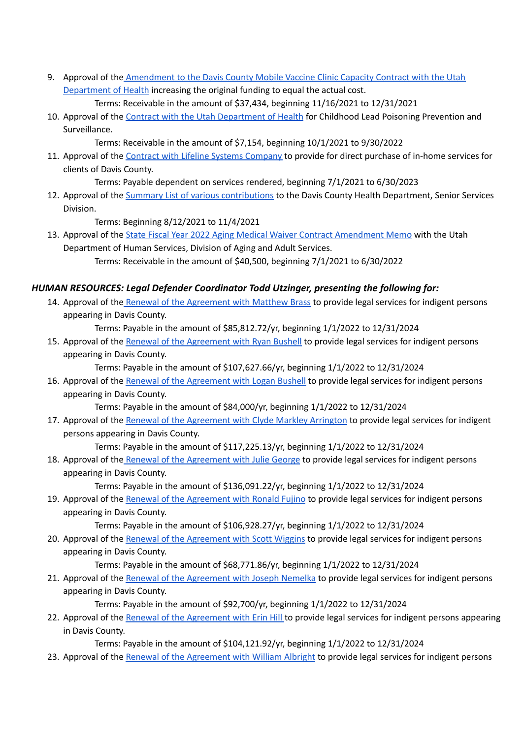9. Approval of the Amendment to the Davis County Mobile Vaccine Clinic Capacity Contract with the Utah Department of Health increasing the original funding to equal the actual cost.
   Terms: Receivable in the amount of $37,434, beginning 11/16/2021 to 12/31/2021
10. Approval of the Contract with the Utah Department of Health for Childhood Lead Poisoning Prevention and Surveillance.
    Terms: Receivable in the amount of $7,154, beginning 10/1/2021 to 9/30/2022
11. Approval of the Contract with Lifeline Systems Company to provide for direct purchase of in-home services for clients of Davis County.
    Terms: Payable dependent on services rendered, beginning 7/1/2021 to 6/30/2023
12. Approval of the Summary List of various contributions to the Davis County Health Department, Senior Services Division.
    Terms: Beginning 8/12/2021 to 11/4/2021
13. Approval of the State Fiscal Year 2022 Aging Medical Waiver Contract Amendment Memo with the Utah Department of Human Services, Division of Aging and Adult Services.
    Terms: Receivable in the amount of $40,500, beginning 7/1/2021 to 6/30/2022

***HUMAN RESOURCES: Legal Defender Coordinator Todd Utzinger, presenting the following for:***

14. Approval of the Renewal of the Agreement with Matthew Brass to provide legal services for indigent persons appearing in Davis County.
    Terms: Payable in the amount of $85,812.72/yr, beginning 1/1/2022 to 12/31/2024
15. Approval of the Renewal of the Agreement with Ryan Bushell to provide legal services for indigent persons appearing in Davis County.
    Terms: Payable in the amount of $107,627.66/yr, beginning 1/1/2022 to 12/31/2024
16. Approval of the Renewal of the Agreement with Logan Bushell to provide legal services for indigent persons appearing in Davis County.
    Terms: Payable in the amount of $84,000/yr, beginning 1/1/2022 to 12/31/2024
17. Approval of the Renewal of the Agreement with Clyde Markley Arrington to provide legal services for indigent persons appearing in Davis County.
    Terms: Payable in the amount of $117,225.13/yr, beginning 1/1/2022 to 12/31/2024
18. Approval of the Renewal of the Agreement with Julie George to provide legal services for indigent persons appearing in Davis County.
    Terms: Payable in the amount of $136,091.22/yr, beginning 1/1/2022 to 12/31/2024
19. Approval of the Renewal of the Agreement with Ronald Fujino to provide legal services for indigent persons appearing in Davis County.
    Terms: Payable in the amount of $106,928.27/yr, beginning 1/1/2022 to 12/31/2024
20. Approval of the Renewal of the Agreement with Scott Wiggins to provide legal services for indigent persons appearing in Davis County.
    Terms: Payable in the amount of $68,771.86/yr, beginning 1/1/2022 to 12/31/2024
21. Approval of the Renewal of the Agreement with Joseph Nemelka to provide legal services for indigent persons appearing in Davis County.
    Terms: Payable in the amount of $92,700/yr, beginning 1/1/2022 to 12/31/2024
22. Approval of the Renewal of the Agreement with Erin Hill to provide legal services for indigent persons appearing in Davis County.
    Terms: Payable in the amount of $104,121.92/yr, beginning 1/1/2022 to 12/31/2024
23. Approval of the Renewal of the Agreement with William Albright to provide legal services for indigent persons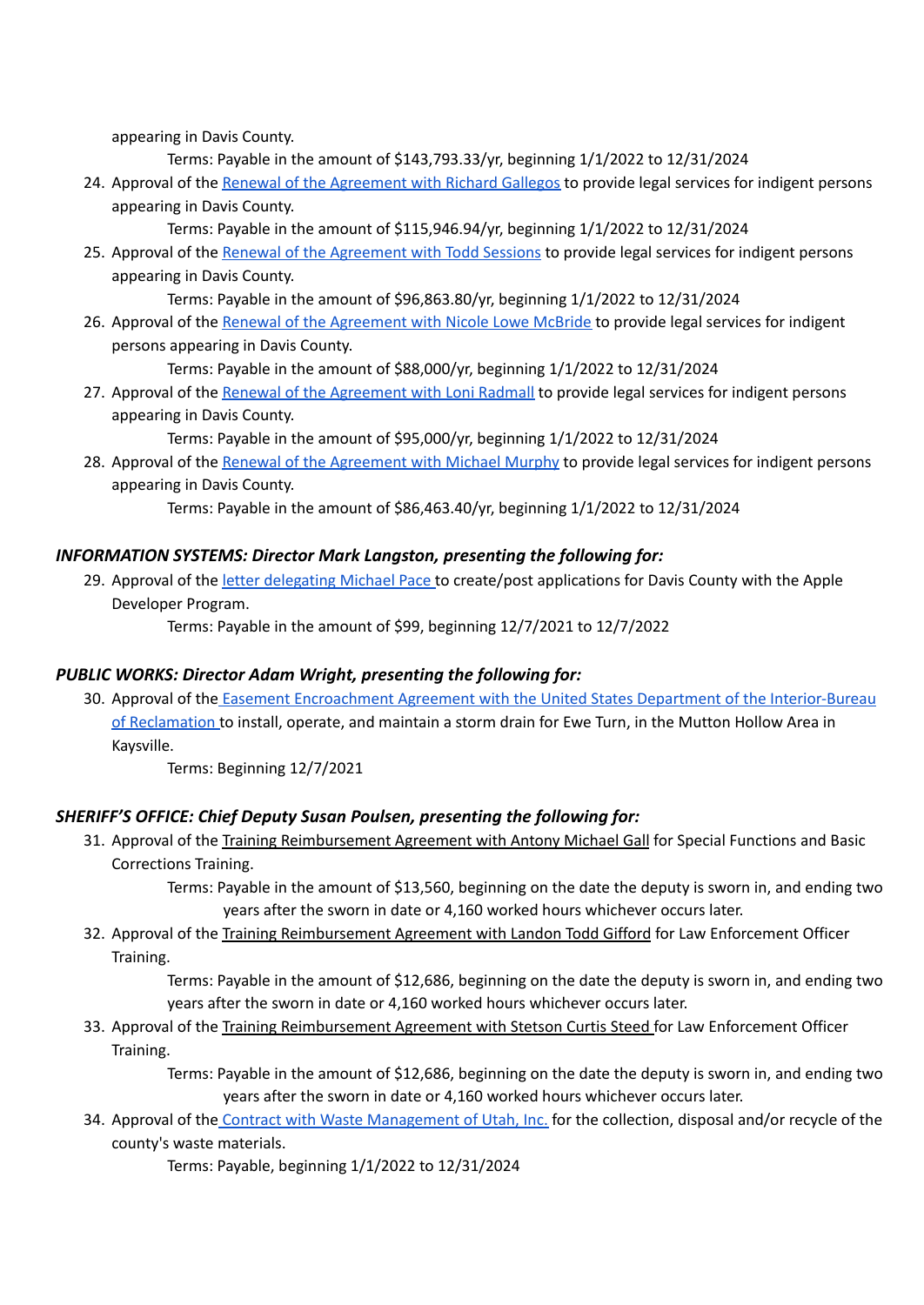appearing in Davis County.

Terms: Payable in the amount of $143,793.33/yr, beginning 1/1/2022 to 12/31/2024

24. Approval of the Renewal of the Agreement with Richard Gallegos to provide legal services for indigent persons appearing in Davis County.

    Terms: Payable in the amount of $115,946.94/yr, beginning 1/1/2022 to 12/31/2024

25. Approval of the Renewal of the Agreement with Todd Sessions to provide legal services for indigent persons appearing in Davis County.

    Terms: Payable in the amount of $96,863.80/yr, beginning 1/1/2022 to 12/31/2024

26. Approval of the Renewal of the Agreement with Nicole Lowe McBride to provide legal services for indigent persons appearing in Davis County.

    Terms: Payable in the amount of $88,000/yr, beginning 1/1/2022 to 12/31/2024

27. Approval of the Renewal of the Agreement with Loni Radmall to provide legal services for indigent persons appearing in Davis County.

    Terms: Payable in the amount of $95,000/yr, beginning 1/1/2022 to 12/31/2024

28. Approval of the Renewal of the Agreement with Michael Murphy to provide legal services for indigent persons appearing in Davis County.

    Terms: Payable in the amount of $86,463.40/yr, beginning 1/1/2022 to 12/31/2024

### *INFORMATION SYSTEMS: Director Mark Langston, presenting the following for:*

29. Approval of the letter delegating Michael Pace to create/post applications for Davis County with the Apple Developer Program.

    Terms: Payable in the amount of $99, beginning 12/7/2021 to 12/7/2022

### *PUBLIC WORKS: Director Adam Wright, presenting the following for:*

30. Approval of the Easement Encroachment Agreement with the United States Department of the Interior-Bureau of Reclamation to install, operate, and maintain a storm drain for Ewe Turn, in the Mutton Hollow Area in Kaysville.

    Terms: Beginning 12/7/2021

### *SHERIFF'S OFFICE: Chief Deputy Susan Poulsen, presenting the following for:*

31. Approval of the Training Reimbursement Agreement with Antony Michael Gall for Special Functions and Basic Corrections Training.

    Terms: Payable in the amount of $13,560, beginning on the date the deputy is sworn in, and ending two years after the sworn in date or 4,160 worked hours whichever occurs later.

32. Approval of the Training Reimbursement Agreement with Landon Todd Gifford for Law Enforcement Officer Training.

    Terms: Payable in the amount of $12,686, beginning on the date the deputy is sworn in, and ending two years after the sworn in date or 4,160 worked hours whichever occurs later.

33. Approval of the Training Reimbursement Agreement with Stetson Curtis Steed for Law Enforcement Officer Training.

    Terms: Payable in the amount of $12,686, beginning on the date the deputy is sworn in, and ending two years after the sworn in date or 4,160 worked hours whichever occurs later.

34. Approval of the Contract with Waste Management of Utah, Inc. for the collection, disposal and/or recycle of the county's waste materials.

    Terms: Payable, beginning 1/1/2022 to 12/31/2024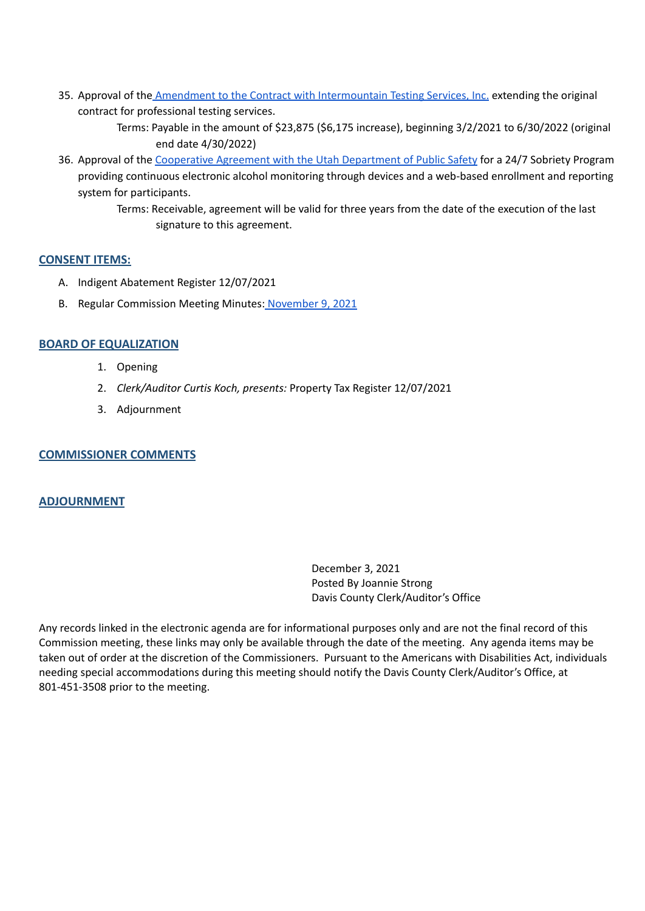35. Approval of the Amendment to the Contract with Intermountain Testing Services, Inc. extending the original contract for professional testing services.

    Terms: Payable in the amount of $23,875 ($6,175 increase), beginning 3/2/2021 to 6/30/2022 (original end date 4/30/2022)

36. Approval of the Cooperative Agreement with the Utah Department of Public Safety for a 24/7 Sobriety Program providing continuous electronic alcohol monitoring through devices and a web-based enrollment and reporting system for participants.

    Terms: Receivable, agreement will be valid for three years from the date of the execution of the last signature to this agreement.

## CONSENT ITEMS:

A. Indigent Abatement Register 12/07/2021

B. Regular Commission Meeting Minutes: November 9, 2021

## BOARD OF EQUALIZATION

1. Opening
2. *Clerk/Auditor Curtis Koch, presents:* Property Tax Register 12/07/2021
3. Adjournment

## COMMISSIONER COMMENTS

## ADJOURNMENT

December 3, 2021
Posted By Joannie Strong
Davis County Clerk/Auditor's Office

Any records linked in the electronic agenda are for informational purposes only and are not the final record of this Commission meeting, these links may only be available through the date of the meeting. Any agenda items may be taken out of order at the discretion of the Commissioners. Pursuant to the Americans with Disabilities Act, individuals needing special accommodations during this meeting should notify the Davis County Clerk/Auditor's Office, at 801-451-3508 prior to the meeting.